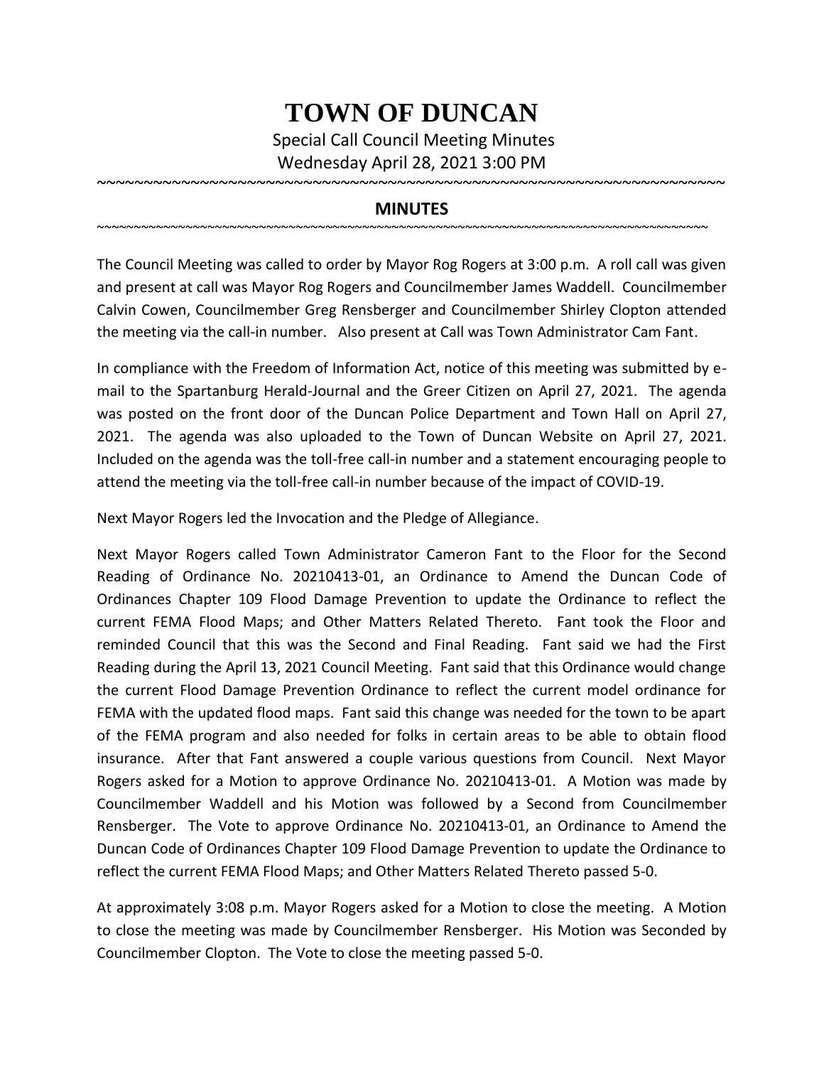# TOWN OF DUNCAN

Special Call Council Meeting Minutes

Wednesday April 28, 2021 3:00 PM

~~~~~~~~~~~~~~~~~~~~~~~~~~~~~~~~~~~~~~~~~~~~~~~~~~~~~~~~~~~~~~~~~~~~~~

## MINUTES

~~~~~~~~~~~~~~~~~~~~~~~~~~~~~~~~~~~~~~~~~~~~~~~~~~~~~~~~~~~~~~~~~~~~~~~~~~~~~~~~~~~~~~~~~~~~

The Council Meeting was called to order by Mayor Rog Rogers at 3:00 p.m. A roll call was given and present at call was Mayor Rog Rogers and Councilmember James Waddell. Councilmember Calvin Cowen, Councilmember Greg Rensberger and Councilmember Shirley Clopton attended the meeting via the call-in number. Also present at Call was Town Administrator Cam Fant.

In compliance with the Freedom of Information Act, notice of this meeting was submitted by e-mail to the Spartanburg Herald-Journal and the Greer Citizen on April 27, 2021. The agenda was posted on the front door of the Duncan Police Department and Town Hall on April 27, 2021. The agenda was also uploaded to the Town of Duncan Website on April 27, 2021. Included on the agenda was the toll-free call-in number and a statement encouraging people to attend the meeting via the toll-free call-in number because of the impact of COVID-19.

Next Mayor Rogers led the Invocation and the Pledge of Allegiance.

Next Mayor Rogers called Town Administrator Cameron Fant to the Floor for the Second Reading of Ordinance No. 20210413-01, an Ordinance to Amend the Duncan Code of Ordinances Chapter 109 Flood Damage Prevention to update the Ordinance to reflect the current FEMA Flood Maps; and Other Matters Related Thereto. Fant took the Floor and reminded Council that this was the Second and Final Reading. Fant said we had the First Reading during the April 13, 2021 Council Meeting. Fant said that this Ordinance would change the current Flood Damage Prevention Ordinance to reflect the current model ordinance for FEMA with the updated flood maps. Fant said this change was needed for the town to be apart of the FEMA program and also needed for folks in certain areas to be able to obtain flood insurance. After that Fant answered a couple various questions from Council. Next Mayor Rogers asked for a Motion to approve Ordinance No. 20210413-01. A Motion was made by Councilmember Waddell and his Motion was followed by a Second from Councilmember Rensberger. The Vote to approve Ordinance No. 20210413-01, an Ordinance to Amend the Duncan Code of Ordinances Chapter 109 Flood Damage Prevention to update the Ordinance to reflect the current FEMA Flood Maps; and Other Matters Related Thereto passed 5-0.

At approximately 3:08 p.m. Mayor Rogers asked for a Motion to close the meeting. A Motion to close the meeting was made by Councilmember Rensberger. His Motion was Seconded by Councilmember Clopton. The Vote to close the meeting passed 5-0.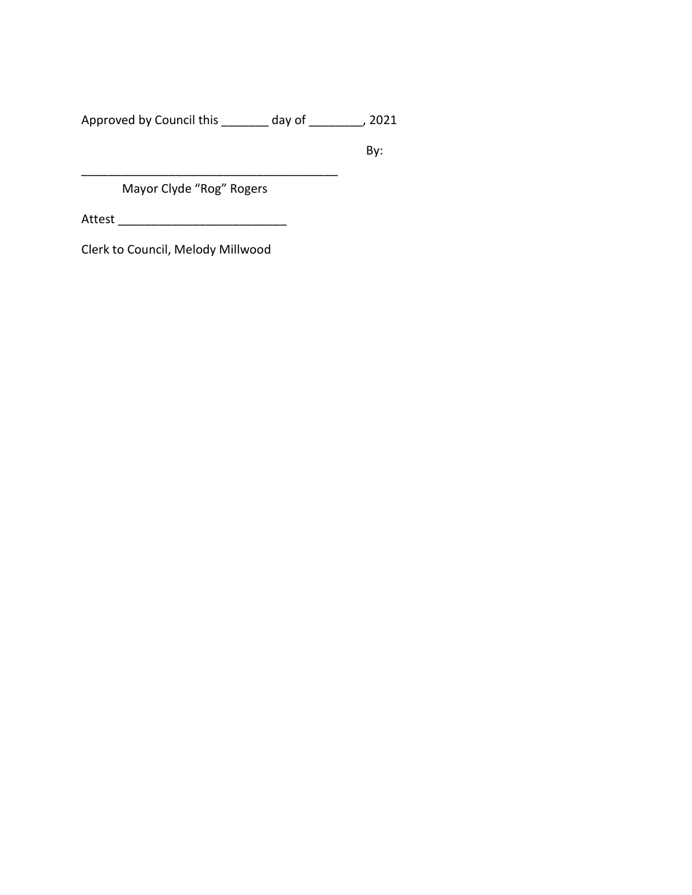Approved by Council this _______ day of ________, 2021

By:

_______________________________________

Mayor Clyde “Rog” Rogers

Attest _________________________

Clerk to Council, Melody Millwood